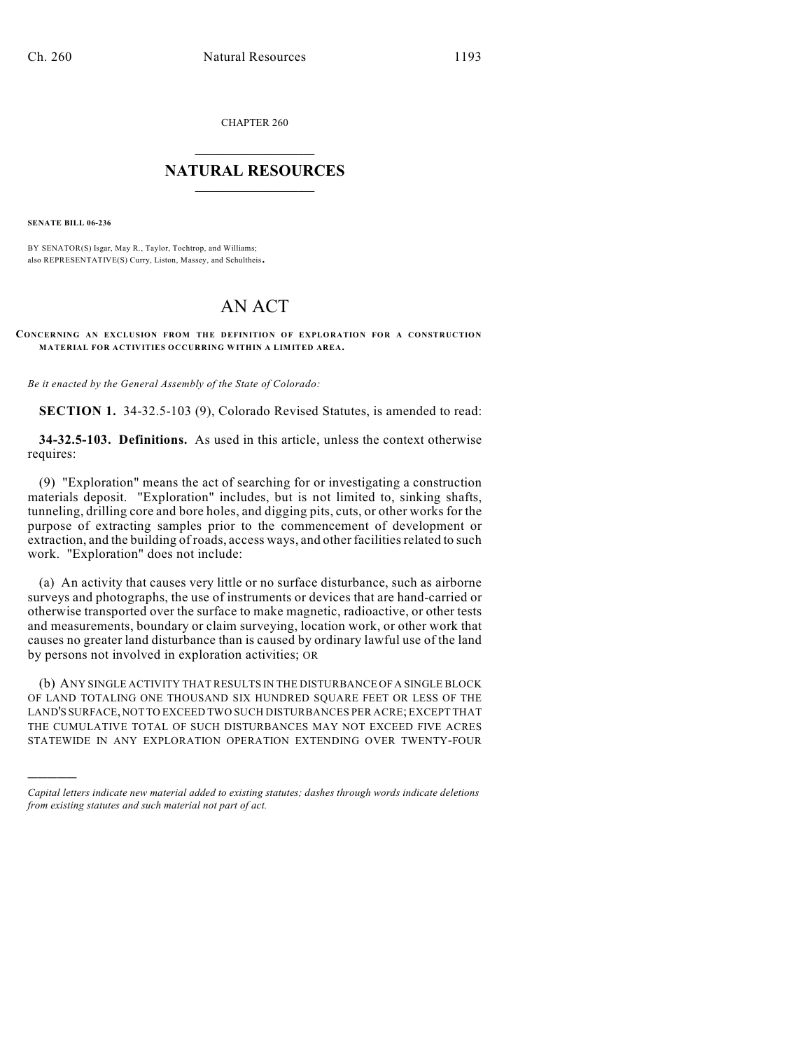CHAPTER 260

# NATURAL RESOURCES

**SENATE BILL 06-236**

BY SENATOR(S) Isgar, May R., Taylor, Tochtrop, and Williams;
also REPRESENTATIVE(S) Curry, Liston, Massey, and Schultheis.

# AN ACT

**CONCERNING AN EXCLUSION FROM THE DEFINITION OF EXPLORATION FOR A CONSTRUCTION MATERIAL FOR ACTIVITIES OCCURRING WITHIN A LIMITED AREA.**

*Be it enacted by the General Assembly of the State of Colorado:*

**SECTION 1.** 34-32.5-103 (9), Colorado Revised Statutes, is amended to read:

**34-32.5-103. Definitions.** As used in this article, unless the context otherwise requires:

(9) "Exploration" means the act of searching for or investigating a construction materials deposit. "Exploration" includes, but is not limited to, sinking shafts, tunneling, drilling core and bore holes, and digging pits, cuts, or other works for the purpose of extracting samples prior to the commencement of development or extraction, and the building of roads, access ways, and other facilities related to such work. "Exploration" does not include:

(a) An activity that causes very little or no surface disturbance, such as airborne surveys and photographs, the use of instruments or devices that are hand-carried or otherwise transported over the surface to make magnetic, radioactive, or other tests and measurements, boundary or claim surveying, location work, or other work that causes no greater land disturbance than is caused by ordinary lawful use of the land by persons not involved in exploration activities; OR

(b) ANY SINGLE ACTIVITY THAT RESULTS IN THE DISTURBANCE OF A SINGLE BLOCK OF LAND TOTALING ONE THOUSAND SIX HUNDRED SQUARE FEET OR LESS OF THE LAND'S SURFACE, NOT TO EXCEED TWO SUCH DISTURBANCES PER ACRE; EXCEPT THAT THE CUMULATIVE TOTAL OF SUCH DISTURBANCES MAY NOT EXCEED FIVE ACRES STATEWIDE IN ANY EXPLORATION OPERATION EXTENDING OVER TWENTY-FOUR

---

*Capital letters indicate new material added to existing statutes; dashes through words indicate deletions from existing statutes and such material not part of act.*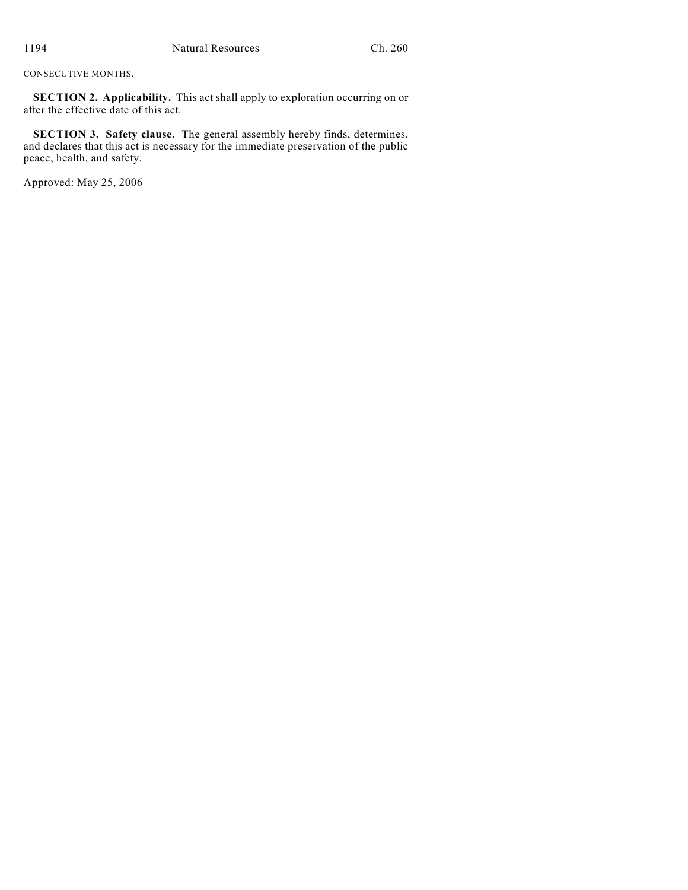CONSECUTIVE MONTHS.

**SECTION 2. Applicability.** This act shall apply to exploration occurring on or after the effective date of this act.

**SECTION 3. Safety clause.** The general assembly hereby finds, determines, and declares that this act is necessary for the immediate preservation of the public peace, health, and safety.

Approved: May 25, 2006